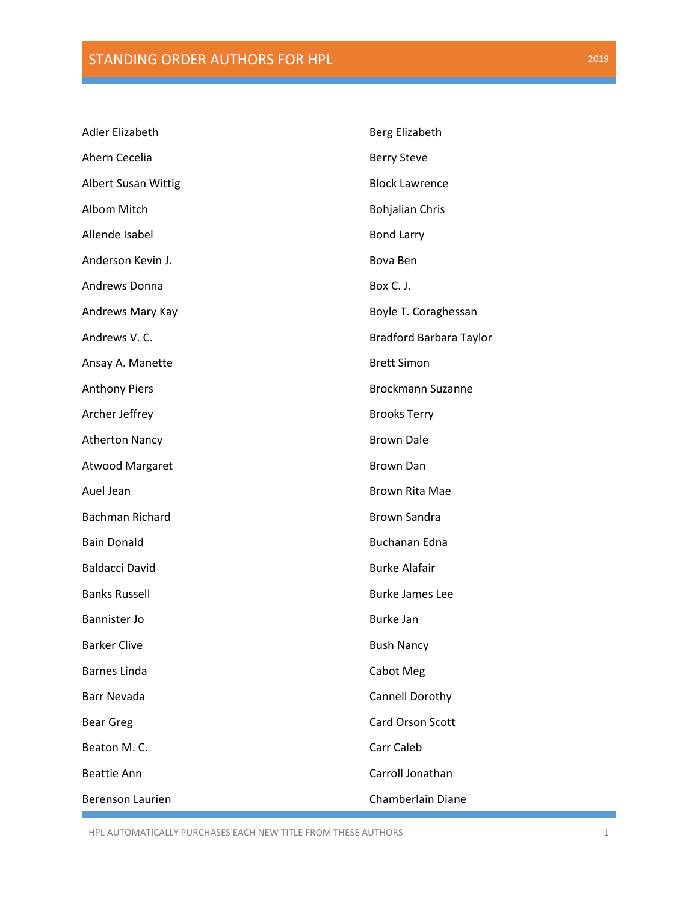# STANDING ORDER AUTHORS FOR HPL

Adler Elizabeth

Ahern Cecelia

Albert Susan Wittig

Albom Mitch

Allende Isabel

Anderson Kevin J.

Andrews Donna

Andrews Mary Kay

Andrews V. C.

Ansay A. Manette

Anthony Piers

Archer Jeffrey

Atherton Nancy

Atwood Margaret

Auel Jean

Bachman Richard

Bain Donald

Baldacci David

Banks Russell

Bannister Jo

Barker Clive

Barnes Linda

Barr Nevada

Bear Greg

Beaton M. C.

Beattie Ann

Berenson Laurien

Berg Elizabeth

Berry Steve

Block Lawrence

Bohjalian Chris

Bond Larry

Bova Ben

Box C. J.

Boyle T. Coraghessan

Bradford Barbara Taylor

Brett Simon

Brockmann Suzanne

Brooks Terry

Brown Dale

Brown Dan

Brown Rita Mae

Brown Sandra

Buchanan Edna

Burke Alafair

Burke James Lee

Burke Jan

Bush Nancy

Cabot Meg

Cannell Dorothy

Card Orson Scott

Carr Caleb

Carroll Jonathan

Chamberlain Diane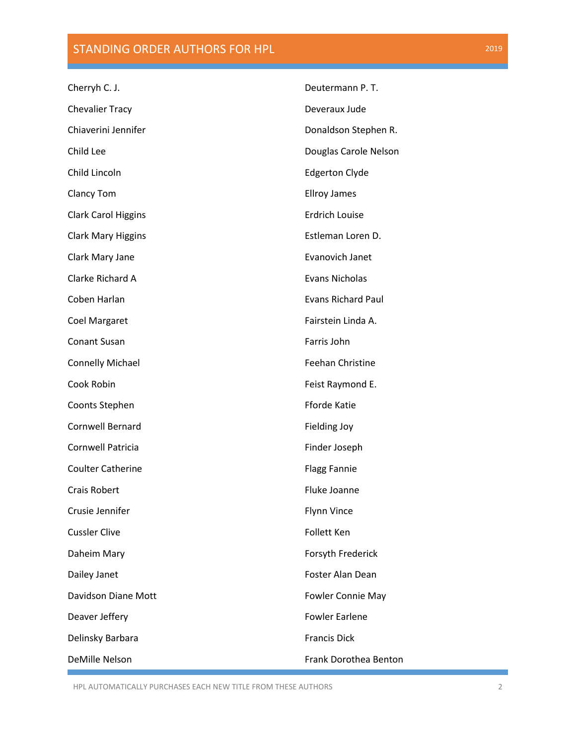Cherryh C. J.

Chevalier Tracy

Chiaverini Jennifer

Child Lee

Child Lincoln

Clancy Tom

Clark Carol Higgins

Clark Mary Higgins

Clark Mary Jane

Clarke Richard A

Coben Harlan

Coel Margaret

Conant Susan

Connelly Michael

Cook Robin

Coonts Stephen

Cornwell Bernard

Cornwell Patricia

Coulter Catherine

Crais Robert

Crusie Jennifer

Cussler Clive

Daheim Mary

Dailey Janet

Davidson Diane Mott

Deaver Jeffery

Delinsky Barbara

DeMille Nelson

Deutermann P. T.

Deveraux Jude

Donaldson Stephen R.

Douglas Carole Nelson

Edgerton Clyde

Ellroy James

Erdrich Louise

Estleman Loren D.

Evanovich Janet

Evans Nicholas

Evans Richard Paul

Fairstein Linda A.

Farris John

Feehan Christine

Feist Raymond E.

Fforde Katie

Fielding Joy

Finder Joseph

Flagg Fannie

Fluke Joanne

Flynn Vince

Follett Ken

Forsyth Frederick

Foster Alan Dean

Fowler Connie May

Fowler Earlene

Francis Dick

Frank Dorothea Benton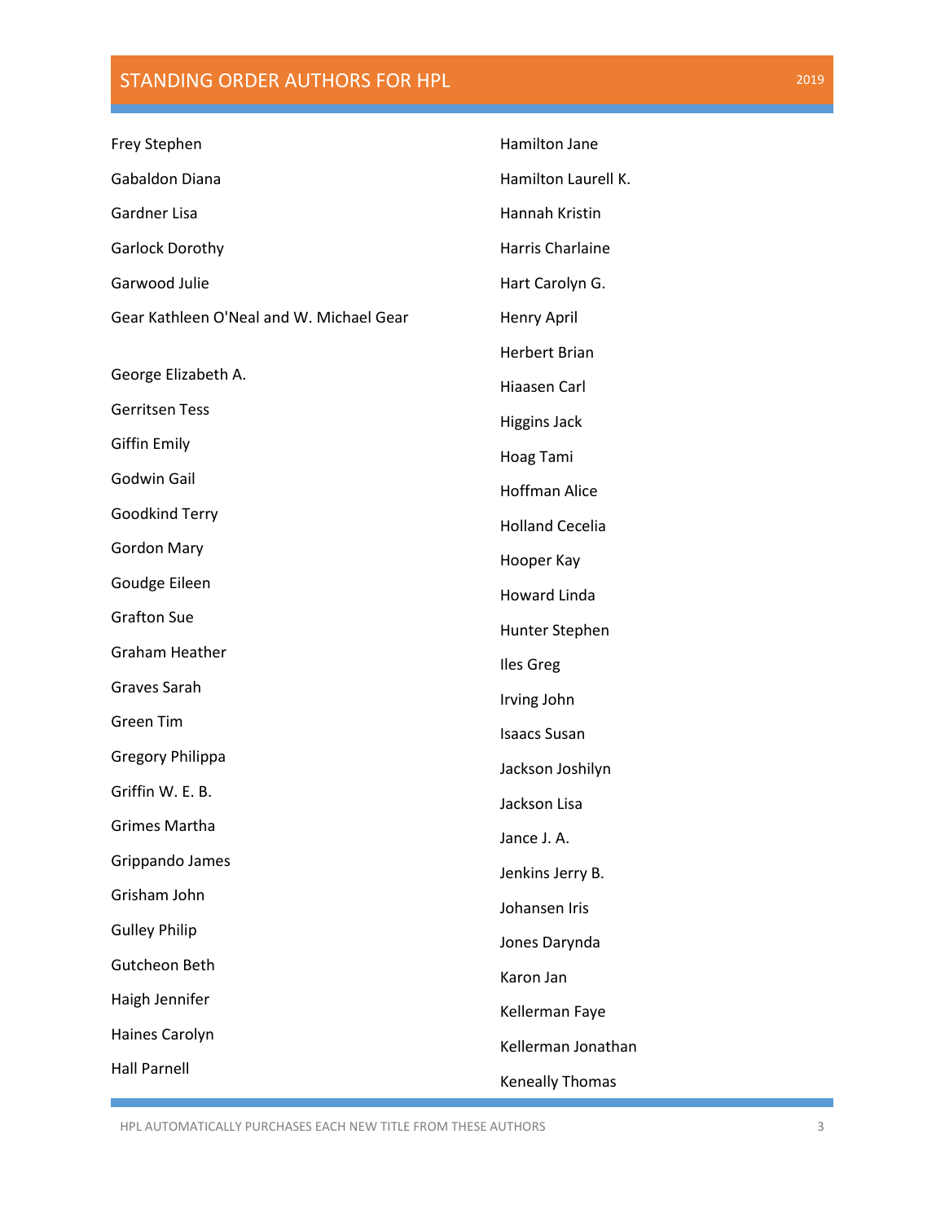Frey Stephen

Gabaldon Diana

Gardner Lisa

Garlock Dorothy

Garwood Julie

Gear Kathleen O'Neal and W. Michael Gear

George Elizabeth A.

Gerritsen Tess

Giffin Emily

Godwin Gail

Goodkind Terry

Gordon Mary

Goudge Eileen

Grafton Sue

Graham Heather

Graves Sarah

Green Tim

Gregory Philippa

Griffin W. E. B.

Grimes Martha

Grippando James

Grisham John

Gulley Philip

Gutcheon Beth

Haigh Jennifer

Haines Carolyn

Hall Parnell

Hamilton Jane

Hamilton Laurell K.

Hannah Kristin

Harris Charlaine

Hart Carolyn G.

Henry April

Herbert Brian

Hiaasen Carl

Higgins Jack

Hoag Tami

Hoffman Alice

Holland Cecelia

Hooper Kay

Howard Linda

Hunter Stephen

Iles Greg

Irving John

Isaacs Susan

Jackson Joshilyn

Jackson Lisa

Jance J. A.

Jenkins Jerry B.

Johansen Iris

Jones Darynda

Karon Jan

Kellerman Faye

Kellerman Jonathan

Keneally Thomas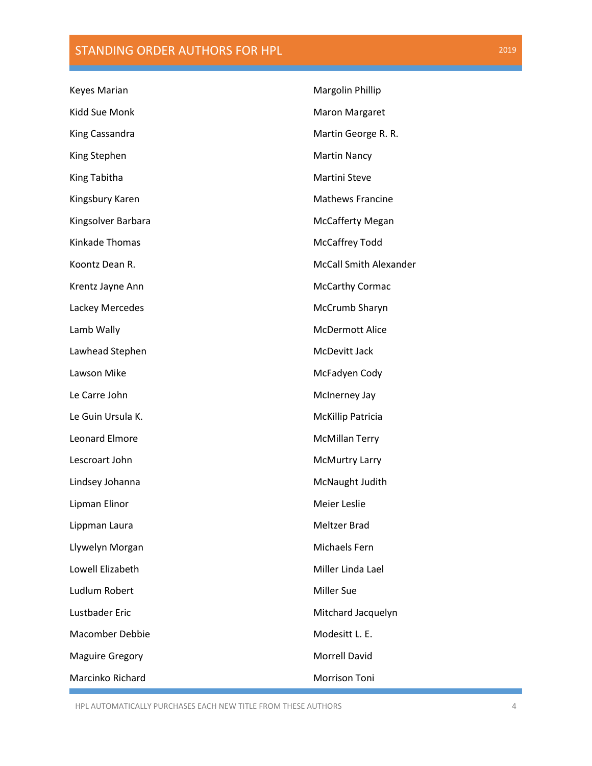Keyes Marian

Kidd Sue Monk

King Cassandra

King Stephen

King Tabitha

Kingsbury Karen

Kingsolver Barbara

Kinkade Thomas

Koontz Dean R.

Krentz Jayne Ann

Lackey Mercedes

Lamb Wally

Lawhead Stephen

Lawson Mike

Le Carre John

Le Guin Ursula K.

Leonard Elmore

Lescroart John

Lindsey Johanna

Lipman Elinor

Lippman Laura

Llywelyn Morgan

Lowell Elizabeth

Ludlum Robert

Lustbader Eric

Macomber Debbie

Maguire Gregory

Marcinko Richard

Margolin Phillip

Maron Margaret

Martin George R. R.

Martin Nancy

Martini Steve

Mathews Francine

McCafferty Megan

McCaffrey Todd

McCall Smith Alexander

McCarthy Cormac

McCrumb Sharyn

McDermott Alice

McDevitt Jack

McFadyen Cody

McInerney Jay

McKillip Patricia

McMillan Terry

McMurtry Larry

McNaught Judith

Meier Leslie

Meltzer Brad

Michaels Fern

Miller Linda Lael

Miller Sue

Mitchard Jacquelyn

Modesitt L. E.

Morrell David

Morrison Toni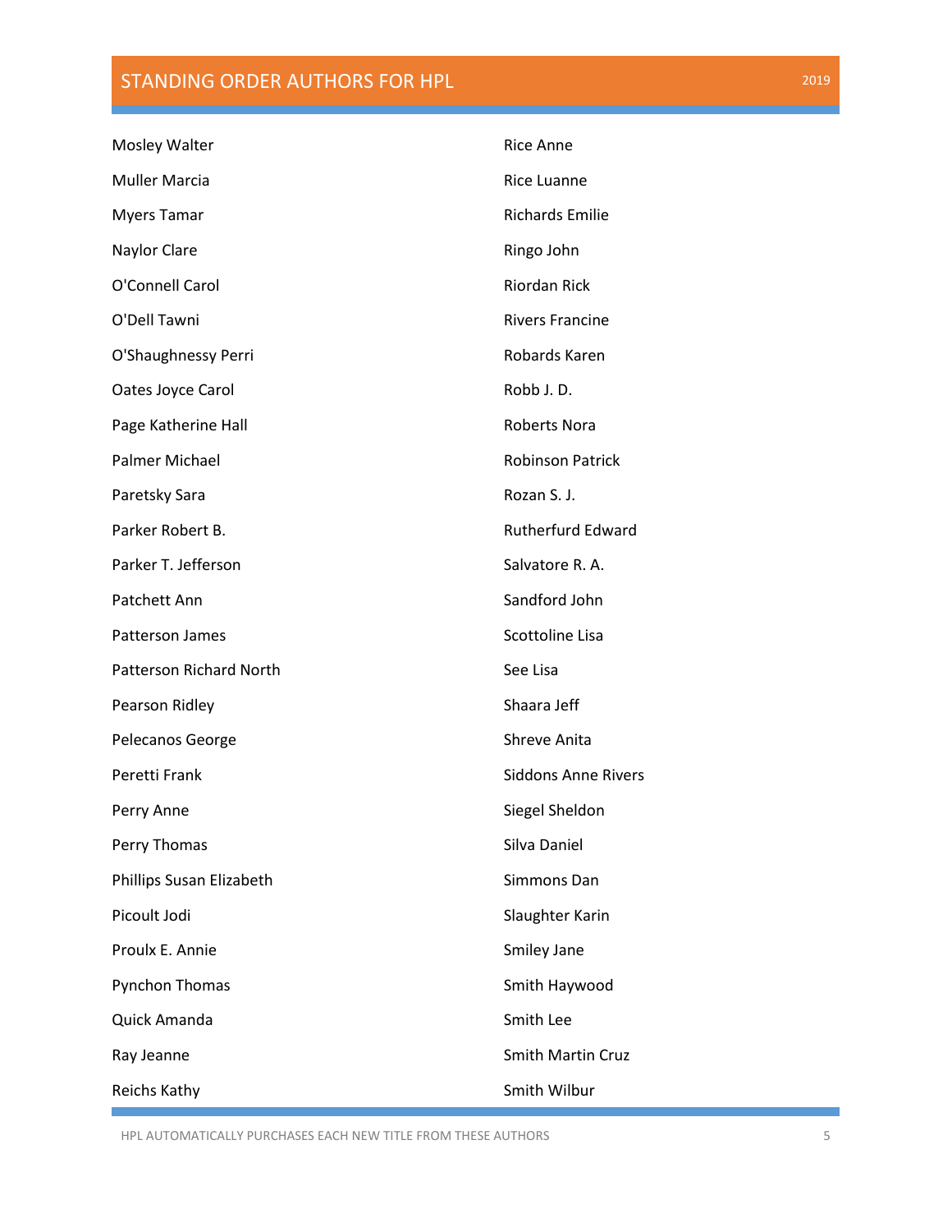Mosley Walter
Muller Marcia
Myers Tamar
Naylor Clare
O'Connell Carol
O'Dell Tawni
O'Shaughnessy Perri
Oates Joyce Carol
Page Katherine Hall
Palmer Michael
Paretsky Sara
Parker Robert B.
Parker T. Jefferson
Patchett Ann
Patterson James
Patterson Richard North
Pearson Ridley
Pelecanos George
Peretti Frank
Perry Anne
Perry Thomas
Phillips Susan Elizabeth
Picoult Jodi
Proulx E. Annie
Pynchon Thomas
Quick Amanda
Ray Jeanne
Reichs Kathy
Rice Anne
Rice Luanne
Richards Emilie
Ringo John
Riordan Rick
Rivers Francine
Robards Karen
Robb J. D.
Roberts Nora
Robinson Patrick
Rozan S. J.
Rutherfurd Edward
Salvatore R. A.
Sandford John
Scottoline Lisa
See Lisa
Shaara Jeff
Shreve Anita
Siddons Anne Rivers
Siegel Sheldon
Silva Daniel
Simmons Dan
Slaughter Karin
Smiley Jane
Smith Haywood
Smith Lee
Smith Martin Cruz
Smith Wilbur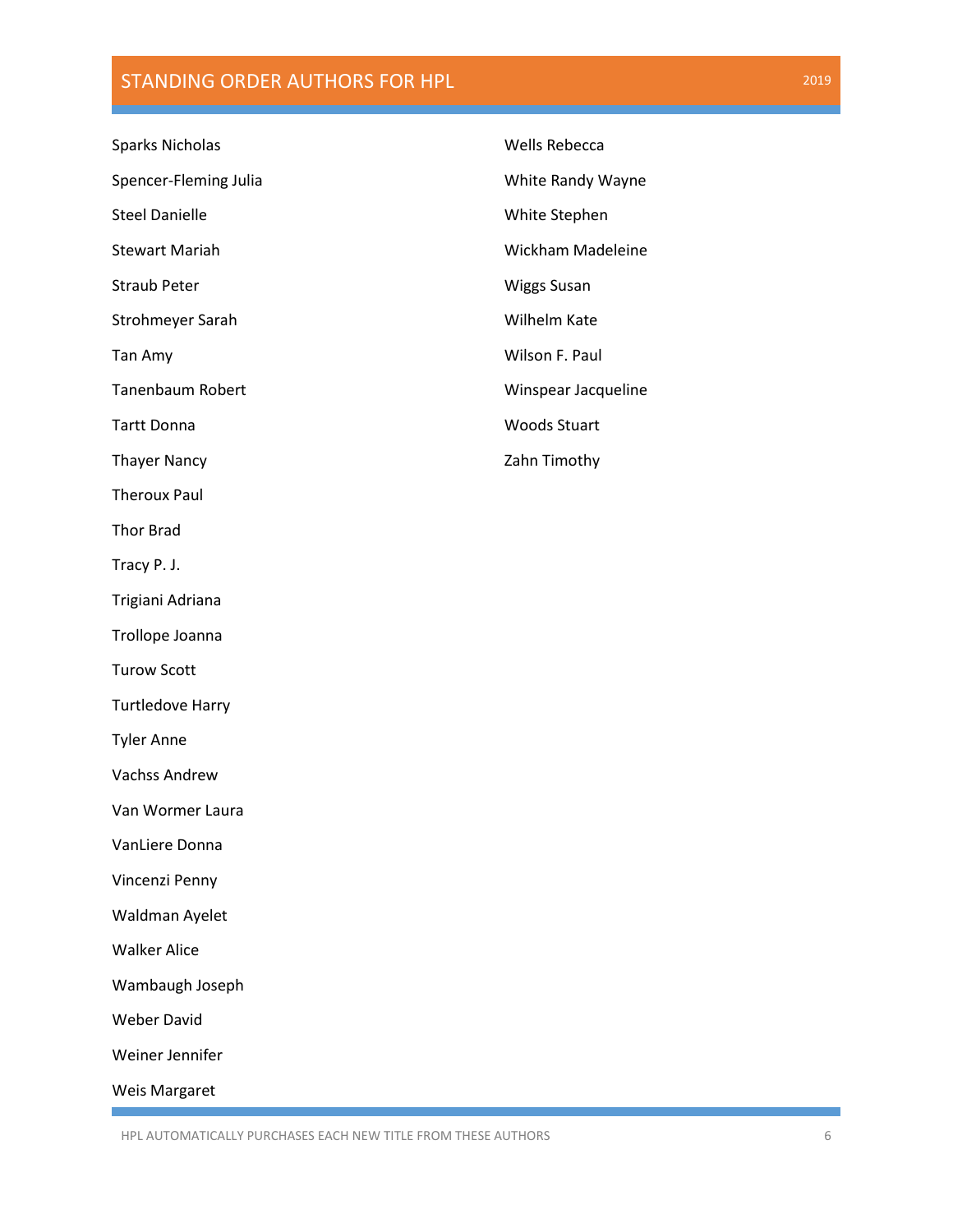Sparks Nicholas

Spencer-Fleming Julia

Steel Danielle

Stewart Mariah

Straub Peter

Strohmeyer Sarah

Tan Amy

Tanenbaum Robert

Tartt Donna

Thayer Nancy

Theroux Paul

Thor Brad

Tracy P. J.

Trigiani Adriana

Trollope Joanna

Turow Scott

Turtledove Harry

Tyler Anne

Vachss Andrew

Van Wormer Laura

VanLiere Donna

Vincenzi Penny

Waldman Ayelet

Walker Alice

Wambaugh Joseph

Weber David

Weiner Jennifer

Weis Margaret

Wells Rebecca

White Randy Wayne

White Stephen

Wickham Madeleine

Wiggs Susan

Wilhelm Kate

Wilson F. Paul

Winspear Jacqueline

Woods Stuart

Zahn Timothy